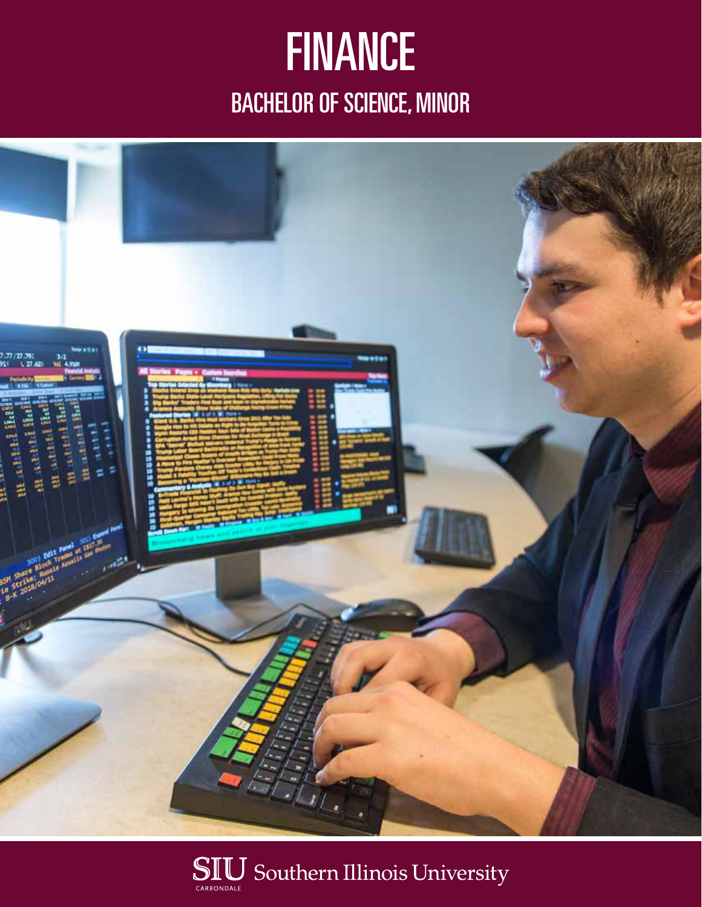# FINANCE

## BACHELOR OF SCIENCE, MINOR

SIU Southern Illinois University
CARBONDALE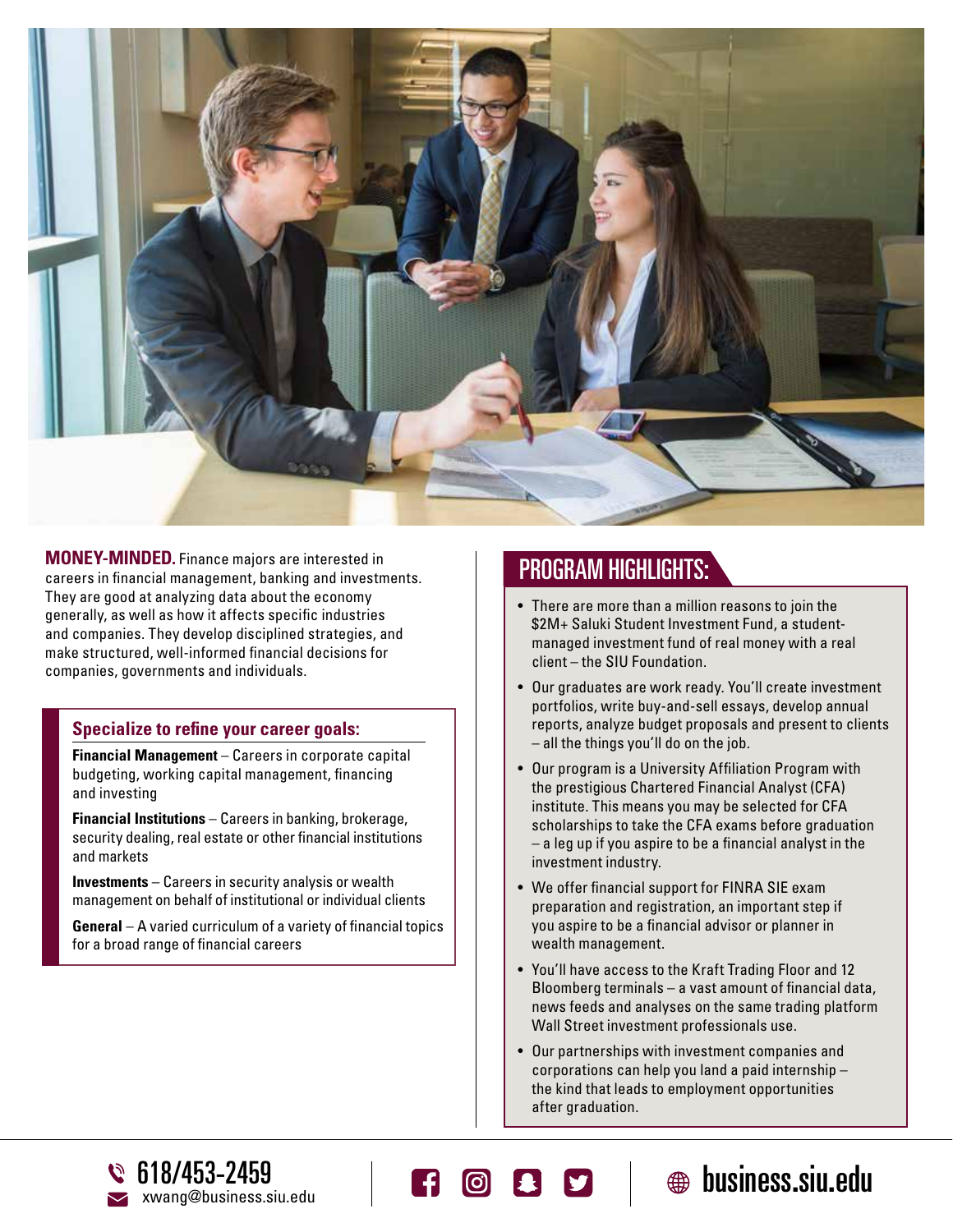**MONEY-MINDED.** Finance majors are interested in careers in financial management, banking and investments. They are good at analyzing data about the economy generally, as well as how it affects specific industries and companies. They develop disciplined strategies, and make structured, well-informed financial decisions for companies, governments and individuals.

### Specialize to refine your career goals:

**Financial Management** – Careers in corporate capital budgeting, working capital management, financing and investing

**Financial Institutions** – Careers in banking, brokerage, security dealing, real estate or other financial institutions and markets

**Investments** – Careers in security analysis or wealth management on behalf of institutional or individual clients

**General** – A varied curriculum of a variety of financial topics for a broad range of financial careers

## PROGRAM HIGHLIGHTS:

- There are more than a million reasons to join the $2M+ Saluki Student Investment Fund, a student-managed investment fund of real money with a real client – the SIU Foundation.
- Our graduates are work ready. You'll create investment portfolios, write buy-and-sell essays, develop annual reports, analyze budget proposals and present to clients – all the things you'll do on the job.
- Our program is a University Affiliation Program with the prestigious Chartered Financial Analyst (CFA) institute. This means you may be selected for CFA scholarships to take the CFA exams before graduation – a leg up if you aspire to be a financial analyst in the investment industry.
- We offer financial support for FINRA SIE exam preparation and registration, an important step if you aspire to be a financial advisor or planner in wealth management.
- You'll have access to the Kraft Trading Floor and 12 Bloomberg terminals – a vast amount of financial data, news feeds and analyses on the same trading platform Wall Street investment professionals use.
- Our partnerships with investment companies and corporations can help you land a paid internship – the kind that leads to employment opportunities after graduation.

618/453-2459
xwang@business.siu.edu

business.siu.edu